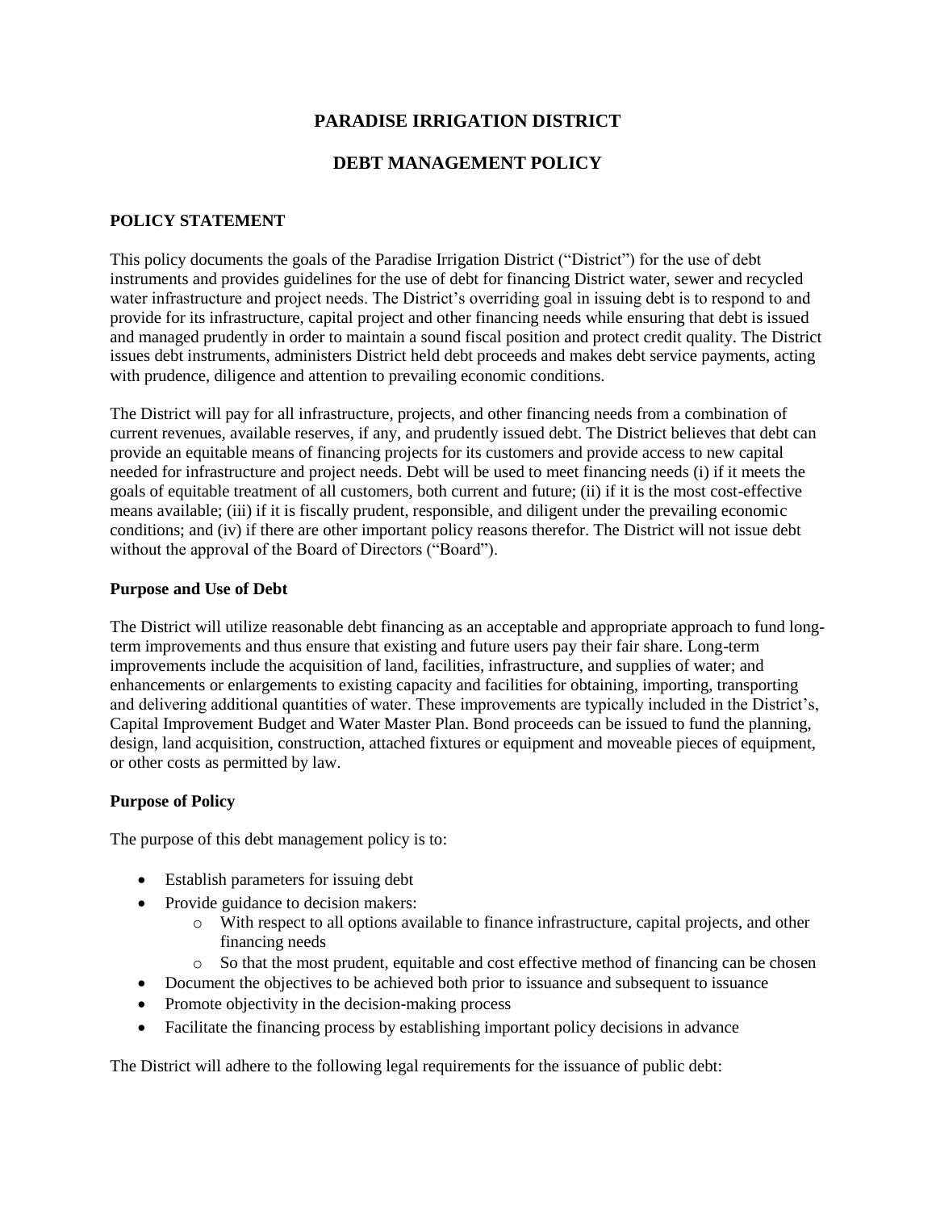# PARADISE IRRIGATION DISTRICT

# DEBT MANAGEMENT POLICY

## POLICY STATEMENT

This policy documents the goals of the Paradise Irrigation District ("District") for the use of debt instruments and provides guidelines for the use of debt for financing District water, sewer and recycled water infrastructure and project needs. The District's overriding goal in issuing debt is to respond to and provide for its infrastructure, capital project and other financing needs while ensuring that debt is issued and managed prudently in order to maintain a sound fiscal position and protect credit quality. The District issues debt instruments, administers District held debt proceeds and makes debt service payments, acting with prudence, diligence and attention to prevailing economic conditions.

The District will pay for all infrastructure, projects, and other financing needs from a combination of current revenues, available reserves, if any, and prudently issued debt. The District believes that debt can provide an equitable means of financing projects for its customers and provide access to new capital needed for infrastructure and project needs. Debt will be used to meet financing needs (i) if it meets the goals of equitable treatment of all customers, both current and future; (ii) if it is the most cost-effective means available; (iii) if it is fiscally prudent, responsible, and diligent under the prevailing economic conditions; and (iv) if there are other important policy reasons therefor. The District will not issue debt without the approval of the Board of Directors ("Board").

### Purpose and Use of Debt

The District will utilize reasonable debt financing as an acceptable and appropriate approach to fund long-term improvements and thus ensure that existing and future users pay their fair share. Long-term improvements include the acquisition of land, facilities, infrastructure, and supplies of water; and enhancements or enlargements to existing capacity and facilities for obtaining, importing, transporting and delivering additional quantities of water. These improvements are typically included in the District's, Capital Improvement Budget and Water Master Plan. Bond proceeds can be issued to fund the planning, design, land acquisition, construction, attached fixtures or equipment and moveable pieces of equipment, or other costs as permitted by law.

### Purpose of Policy

The purpose of this debt management policy is to:

- Establish parameters for issuing debt
- Provide guidance to decision makers:
  - With respect to all options available to finance infrastructure, capital projects, and other financing needs
  - So that the most prudent, equitable and cost effective method of financing can be chosen
- Document the objectives to be achieved both prior to issuance and subsequent to issuance
- Promote objectivity in the decision-making process
- Facilitate the financing process by establishing important policy decisions in advance

The District will adhere to the following legal requirements for the issuance of public debt: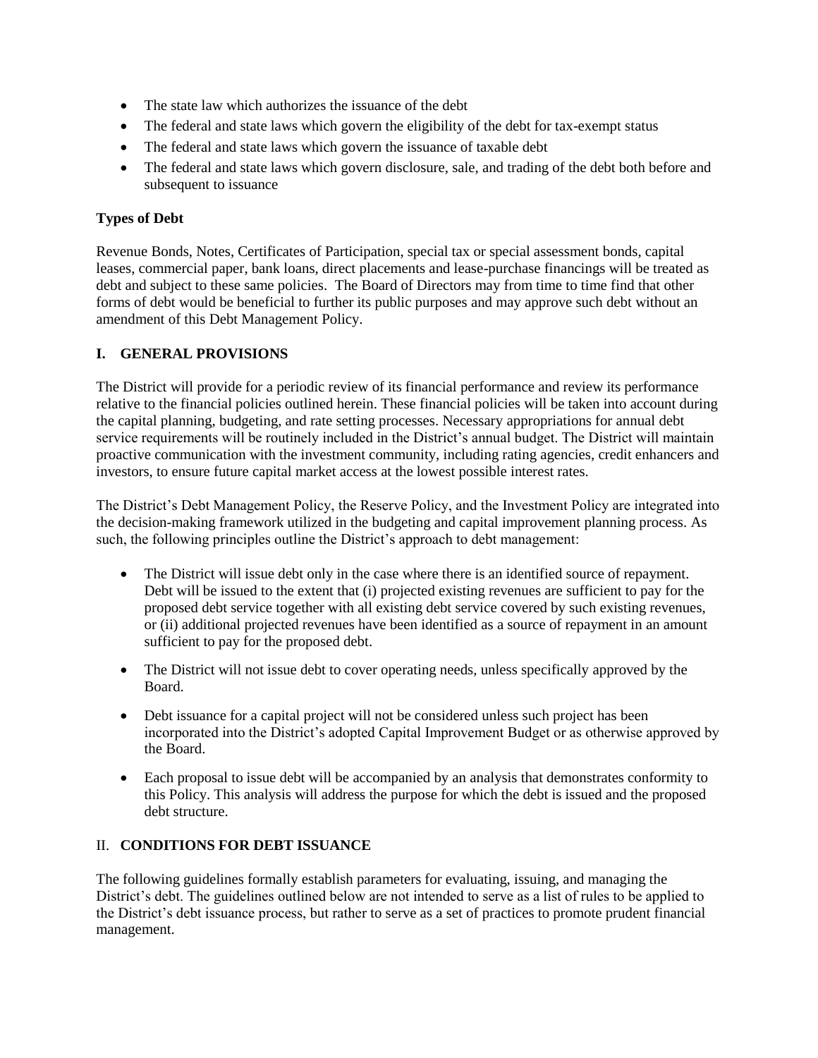- The state law which authorizes the issuance of the debt
- The federal and state laws which govern the eligibility of the debt for tax-exempt status
- The federal and state laws which govern the issuance of taxable debt
- The federal and state laws which govern disclosure, sale, and trading of the debt both before and subsequent to issuance

**Types of Debt**

Revenue Bonds, Notes, Certificates of Participation, special tax or special assessment bonds, capital leases, commercial paper, bank loans, direct placements and lease-purchase financings will be treated as debt and subject to these same policies. The Board of Directors may from time to time find that other forms of debt would be beneficial to further its public purposes and may approve such debt without an amendment of this Debt Management Policy.

## I. GENERAL PROVISIONS

The District will provide for a periodic review of its financial performance and review its performance relative to the financial policies outlined herein. These financial policies will be taken into account during the capital planning, budgeting, and rate setting processes. Necessary appropriations for annual debt service requirements will be routinely included in the District's annual budget. The District will maintain proactive communication with the investment community, including rating agencies, credit enhancers and investors, to ensure future capital market access at the lowest possible interest rates.

The District's Debt Management Policy, the Reserve Policy, and the Investment Policy are integrated into the decision-making framework utilized in the budgeting and capital improvement planning process. As such, the following principles outline the District's approach to debt management:

- The District will issue debt only in the case where there is an identified source of repayment. Debt will be issued to the extent that (i) projected existing revenues are sufficient to pay for the proposed debt service together with all existing debt service covered by such existing revenues, or (ii) additional projected revenues have been identified as a source of repayment in an amount sufficient to pay for the proposed debt.

- The District will not issue debt to cover operating needs, unless specifically approved by the Board.

- Debt issuance for a capital project will not be considered unless such project has been incorporated into the District's adopted Capital Improvement Budget or as otherwise approved by the Board.

- Each proposal to issue debt will be accompanied by an analysis that demonstrates conformity to this Policy. This analysis will address the purpose for which the debt is issued and the proposed debt structure.

## II. CONDITIONS FOR DEBT ISSUANCE

The following guidelines formally establish parameters for evaluating, issuing, and managing the District's debt. The guidelines outlined below are not intended to serve as a list of rules to be applied to the District's debt issuance process, but rather to serve as a set of practices to promote prudent financial management.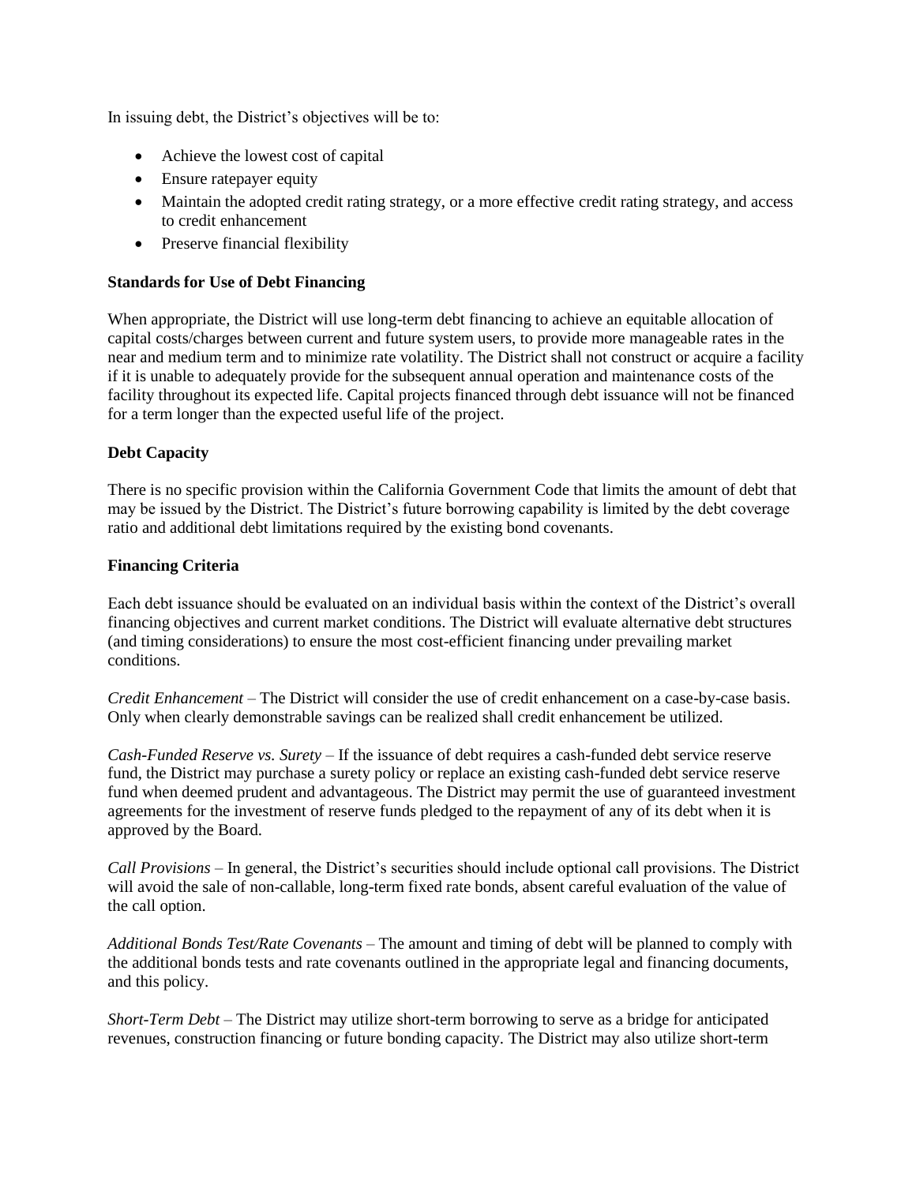In issuing debt, the District's objectives will be to:

- Achieve the lowest cost of capital
- Ensure ratepayer equity
- Maintain the adopted credit rating strategy, or a more effective credit rating strategy, and access to credit enhancement
- Preserve financial flexibility

**Standards for Use of Debt Financing**

When appropriate, the District will use long-term debt financing to achieve an equitable allocation of capital costs/charges between current and future system users, to provide more manageable rates in the near and medium term and to minimize rate volatility. The District shall not construct or acquire a facility if it is unable to adequately provide for the subsequent annual operation and maintenance costs of the facility throughout its expected life. Capital projects financed through debt issuance will not be financed for a term longer than the expected useful life of the project.

**Debt Capacity**

There is no specific provision within the California Government Code that limits the amount of debt that may be issued by the District. The District's future borrowing capability is limited by the debt coverage ratio and additional debt limitations required by the existing bond covenants.

**Financing Criteria**

Each debt issuance should be evaluated on an individual basis within the context of the District's overall financing objectives and current market conditions. The District will evaluate alternative debt structures (and timing considerations) to ensure the most cost-efficient financing under prevailing market conditions.

*Credit Enhancement* – The District will consider the use of credit enhancement on a case-by-case basis. Only when clearly demonstrable savings can be realized shall credit enhancement be utilized.

*Cash-Funded Reserve vs. Surety* – If the issuance of debt requires a cash-funded debt service reserve fund, the District may purchase a surety policy or replace an existing cash-funded debt service reserve fund when deemed prudent and advantageous. The District may permit the use of guaranteed investment agreements for the investment of reserve funds pledged to the repayment of any of its debt when it is approved by the Board.

*Call Provisions* – In general, the District's securities should include optional call provisions. The District will avoid the sale of non-callable, long-term fixed rate bonds, absent careful evaluation of the value of the call option.

*Additional Bonds Test/Rate Covenants* – The amount and timing of debt will be planned to comply with the additional bonds tests and rate covenants outlined in the appropriate legal and financing documents, and this policy.

*Short-Term Debt* – The District may utilize short-term borrowing to serve as a bridge for anticipated revenues, construction financing or future bonding capacity. The District may also utilize short-term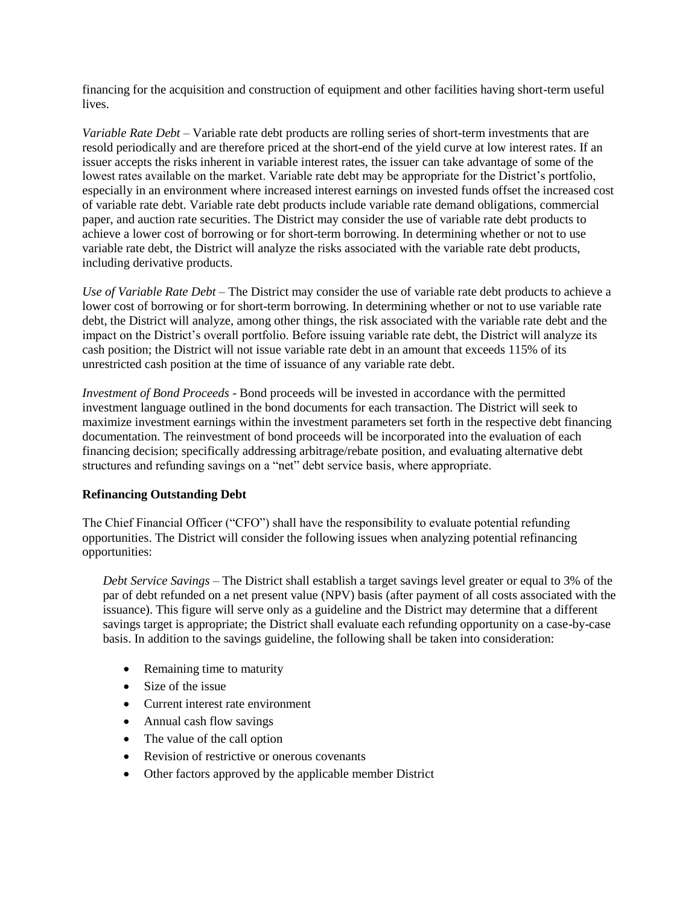financing for the acquisition and construction of equipment and other facilities having short-term useful lives.

*Variable Rate Debt* – Variable rate debt products are rolling series of short-term investments that are resold periodically and are therefore priced at the short-end of the yield curve at low interest rates. If an issuer accepts the risks inherent in variable interest rates, the issuer can take advantage of some of the lowest rates available on the market. Variable rate debt may be appropriate for the District's portfolio, especially in an environment where increased interest earnings on invested funds offset the increased cost of variable rate debt. Variable rate debt products include variable rate demand obligations, commercial paper, and auction rate securities. The District may consider the use of variable rate debt products to achieve a lower cost of borrowing or for short-term borrowing. In determining whether or not to use variable rate debt, the District will analyze the risks associated with the variable rate debt products, including derivative products.

*Use of Variable Rate Debt* – The District may consider the use of variable rate debt products to achieve a lower cost of borrowing or for short-term borrowing. In determining whether or not to use variable rate debt, the District will analyze, among other things, the risk associated with the variable rate debt and the impact on the District's overall portfolio. Before issuing variable rate debt, the District will analyze its cash position; the District will not issue variable rate debt in an amount that exceeds 115% of its unrestricted cash position at the time of issuance of any variable rate debt.

*Investment of Bond Proceeds* - Bond proceeds will be invested in accordance with the permitted investment language outlined in the bond documents for each transaction. The District will seek to maximize investment earnings within the investment parameters set forth in the respective debt financing documentation. The reinvestment of bond proceeds will be incorporated into the evaluation of each financing decision; specifically addressing arbitrage/rebate position, and evaluating alternative debt structures and refunding savings on a "net" debt service basis, where appropriate.

**Refinancing Outstanding Debt**

The Chief Financial Officer ("CFO") shall have the responsibility to evaluate potential refunding opportunities. The District will consider the following issues when analyzing potential refinancing opportunities:

*Debt Service Savings* – The District shall establish a target savings level greater or equal to 3% of the par of debt refunded on a net present value (NPV) basis (after payment of all costs associated with the issuance). This figure will serve only as a guideline and the District may determine that a different savings target is appropriate; the District shall evaluate each refunding opportunity on a case-by-case basis. In addition to the savings guideline, the following shall be taken into consideration:

- Remaining time to maturity
- Size of the issue
- Current interest rate environment
- Annual cash flow savings
- The value of the call option
- Revision of restrictive or onerous covenants
- Other factors approved by the applicable member District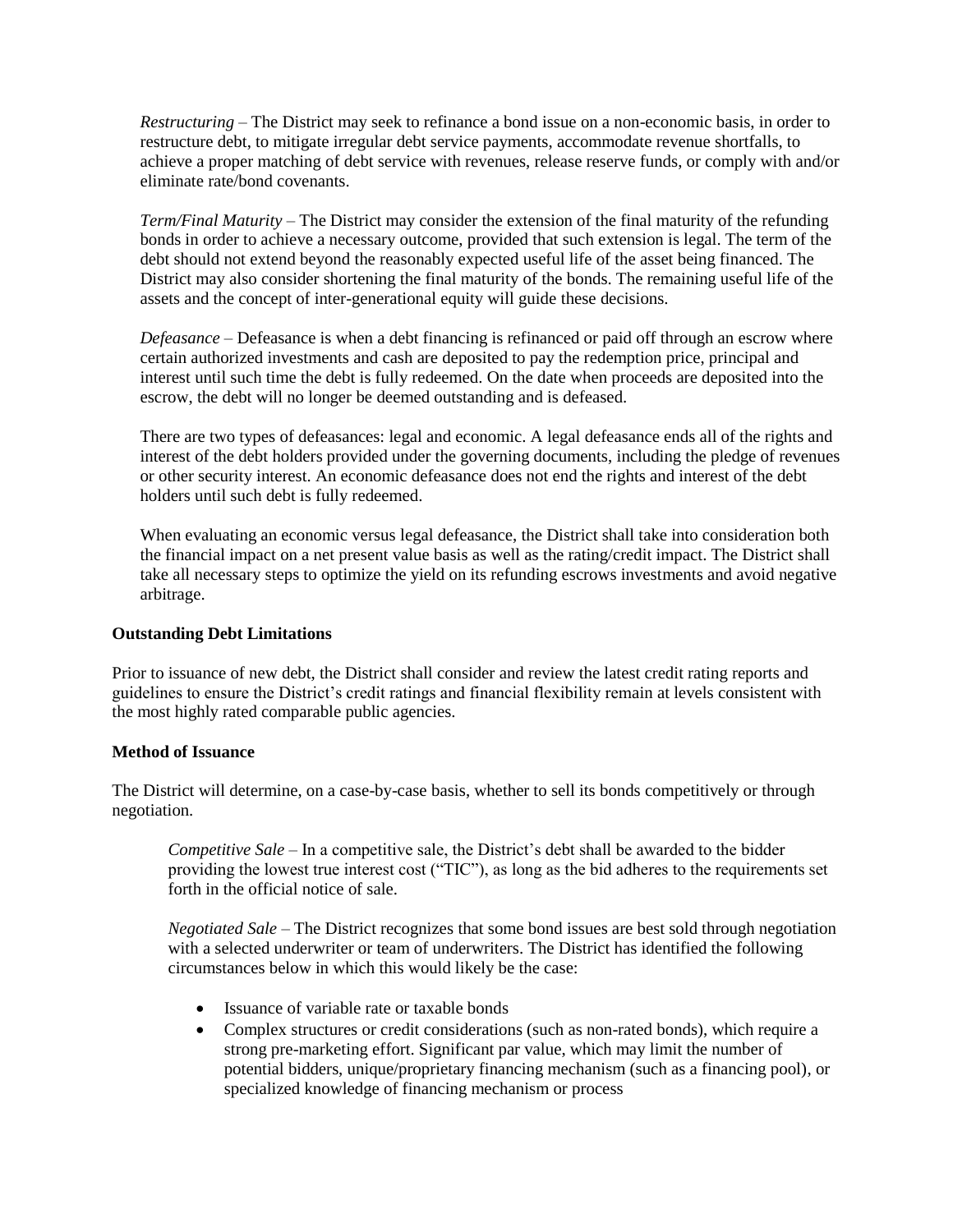*Restructuring* – The District may seek to refinance a bond issue on a non-economic basis, in order to restructure debt, to mitigate irregular debt service payments, accommodate revenue shortfalls, to achieve a proper matching of debt service with revenues, release reserve funds, or comply with and/or eliminate rate/bond covenants.

*Term/Final Maturity* – The District may consider the extension of the final maturity of the refunding bonds in order to achieve a necessary outcome, provided that such extension is legal. The term of the debt should not extend beyond the reasonably expected useful life of the asset being financed. The District may also consider shortening the final maturity of the bonds. The remaining useful life of the assets and the concept of inter-generational equity will guide these decisions.

*Defeasance* – Defeasance is when a debt financing is refinanced or paid off through an escrow where certain authorized investments and cash are deposited to pay the redemption price, principal and interest until such time the debt is fully redeemed. On the date when proceeds are deposited into the escrow, the debt will no longer be deemed outstanding and is defeased.

There are two types of defeasances: legal and economic. A legal defeasance ends all of the rights and interest of the debt holders provided under the governing documents, including the pledge of revenues or other security interest. An economic defeasance does not end the rights and interest of the debt holders until such debt is fully redeemed.

When evaluating an economic versus legal defeasance, the District shall take into consideration both the financial impact on a net present value basis as well as the rating/credit impact. The District shall take all necessary steps to optimize the yield on its refunding escrows investments and avoid negative arbitrage.

**Outstanding Debt Limitations**

Prior to issuance of new debt, the District shall consider and review the latest credit rating reports and guidelines to ensure the District's credit ratings and financial flexibility remain at levels consistent with the most highly rated comparable public agencies.

**Method of Issuance**

The District will determine, on a case-by-case basis, whether to sell its bonds competitively or through negotiation.

*Competitive Sale* – In a competitive sale, the District's debt shall be awarded to the bidder providing the lowest true interest cost ("TIC"), as long as the bid adheres to the requirements set forth in the official notice of sale.

*Negotiated Sale* – The District recognizes that some bond issues are best sold through negotiation with a selected underwriter or team of underwriters. The District has identified the following circumstances below in which this would likely be the case:

- Issuance of variable rate or taxable bonds
- Complex structures or credit considerations (such as non-rated bonds), which require a strong pre-marketing effort. Significant par value, which may limit the number of potential bidders, unique/proprietary financing mechanism (such as a financing pool), or specialized knowledge of financing mechanism or process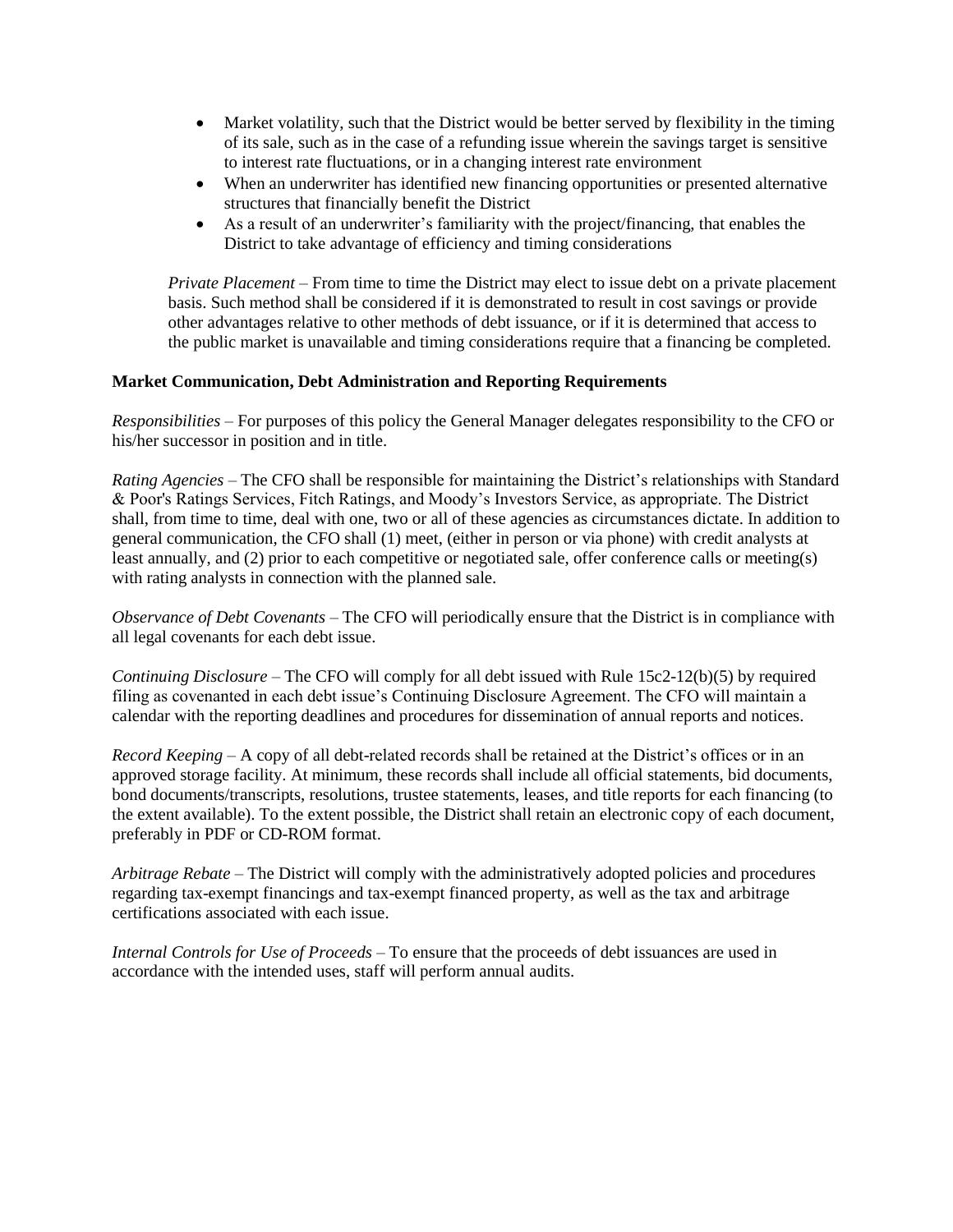- Market volatility, such that the District would be better served by flexibility in the timing of its sale, such as in the case of a refunding issue wherein the savings target is sensitive to interest rate fluctuations, or in a changing interest rate environment
- When an underwriter has identified new financing opportunities or presented alternative structures that financially benefit the District
- As a result of an underwriter's familiarity with the project/financing, that enables the District to take advantage of efficiency and timing considerations

*Private Placement* – From time to time the District may elect to issue debt on a private placement basis. Such method shall be considered if it is demonstrated to result in cost savings or provide other advantages relative to other methods of debt issuance, or if it is determined that access to the public market is unavailable and timing considerations require that a financing be completed.

**Market Communication, Debt Administration and Reporting Requirements**

*Responsibilities* – For purposes of this policy the General Manager delegates responsibility to the CFO or his/her successor in position and in title.

*Rating Agencies* – The CFO shall be responsible for maintaining the District's relationships with Standard & Poor's Ratings Services, Fitch Ratings, and Moody's Investors Service, as appropriate. The District shall, from time to time, deal with one, two or all of these agencies as circumstances dictate. In addition to general communication, the CFO shall (1) meet, (either in person or via phone) with credit analysts at least annually, and (2) prior to each competitive or negotiated sale, offer conference calls or meeting(s) with rating analysts in connection with the planned sale.

*Observance of Debt Covenants* – The CFO will periodically ensure that the District is in compliance with all legal covenants for each debt issue.

*Continuing Disclosure* – The CFO will comply for all debt issued with Rule 15c2-12(b)(5) by required filing as covenanted in each debt issue's Continuing Disclosure Agreement. The CFO will maintain a calendar with the reporting deadlines and procedures for dissemination of annual reports and notices.

*Record Keeping* – A copy of all debt-related records shall be retained at the District's offices or in an approved storage facility. At minimum, these records shall include all official statements, bid documents, bond documents/transcripts, resolutions, trustee statements, leases, and title reports for each financing (to the extent available). To the extent possible, the District shall retain an electronic copy of each document, preferably in PDF or CD-ROM format.

*Arbitrage Rebate* – The District will comply with the administratively adopted policies and procedures regarding tax-exempt financings and tax-exempt financed property, as well as the tax and arbitrage certifications associated with each issue.

*Internal Controls for Use of Proceeds* – To ensure that the proceeds of debt issuances are used in accordance with the intended uses, staff will perform annual audits.